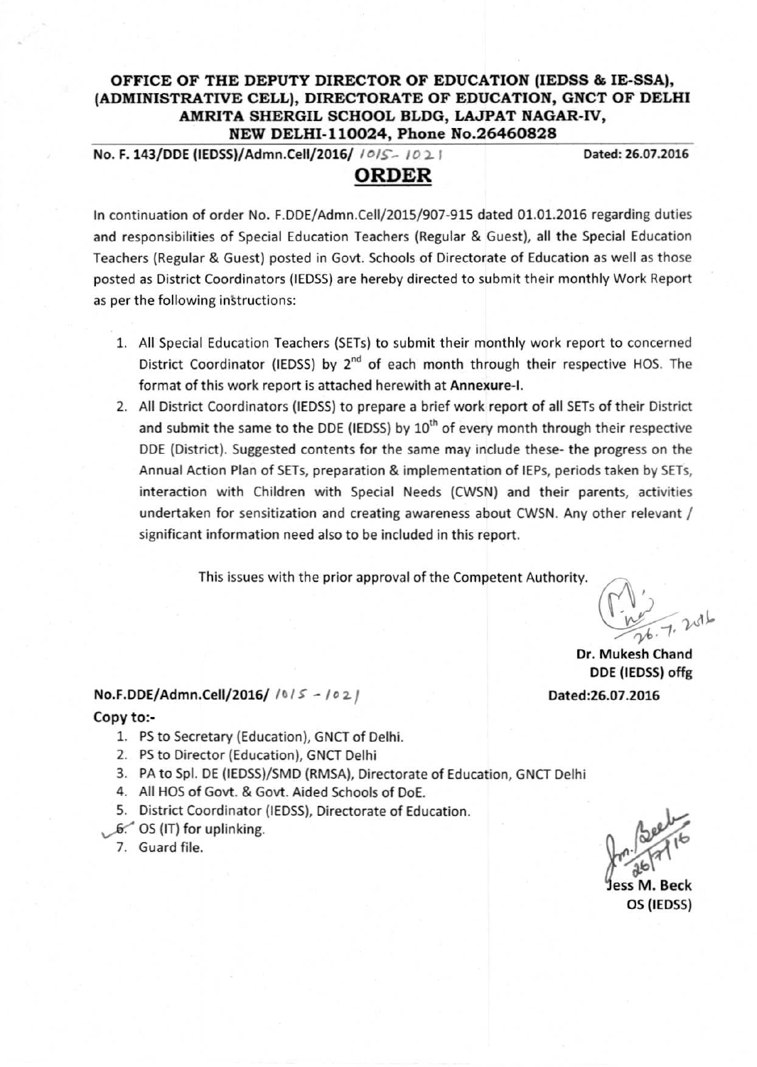**OFFICE OF THE DEPUTY DIRECTOR OF EDUCATION (IEDSS & IE-SSA), (ADMINISTRATIVE CELL), DIRECTORATE OF EDUCATION, GNCT OF DELHI AMRITA SHERGIL SCHOOL BLDG, LAJPAT NAGAR-IV, NEW DELHI-110024, Phone No.26460828**

**No. F. 143/DDE (IEDSS)/Admn.Cell/2016/ 1015-1021** **Dated: 26.07.2016**

# ORDER

In continuation of order No. F.DDE/Admn.Cell/2015/907-915 dated 01.01.2016 regarding duties and responsibilities of Special Education Teachers (Regular & Guest), all the Special Education Teachers (Regular & Guest) posted in Govt. Schools of Directorate of Education as well as those posted as District Coordinators (IEDSS) are hereby directed to submit their monthly Work Report as per the following instructions:

1. All Special Education Teachers (SETs) to submit their monthly work report to concerned District Coordinator (IEDSS) by 2nd of each month through their respective HOS. The format of this work report is attached herewith at **Annexure-I.**
2. All District Coordinators (IEDSS) to prepare a brief work report of all SETs of their District and submit the same to the DDE (IEDSS) by 10th of every month through their respective DDE (District). Suggested contents for the same may include these- the progress on the Annual Action Plan of SETs, preparation & implementation of IEPs, periods taken by SETs, interaction with Children with Special Needs (CWSN) and their parents, activities undertaken for sensitization and creating awareness about CWSN. Any other relevant / significant information need also to be included in this report.

This issues with the prior approval of the Competent Authority.

26.7.2016

**Dr. Mukesh Chand**
**DDE (IEDSS) offg**

**No.F.DDE/Admn.Cell/2016/ 1015 - 1021** **Dated:26.07.2016**

**Copy to:-**

1. PS to Secretary (Education), GNCT of Delhi.
2. PS to Director (Education), GNCT Delhi
3. PA to Spl. DE (IEDSS)/SMD (RMSA), Directorate of Education, GNCT Delhi
4. All HOS of Govt. & Govt. Aided Schools of DoE.
5. District Coordinator (IEDSS), Directorate of Education.
6. OS (IT) for uplinking.
7. Guard file.

26/7/16

**Jess M. Beck**
**OS (IEDSS)**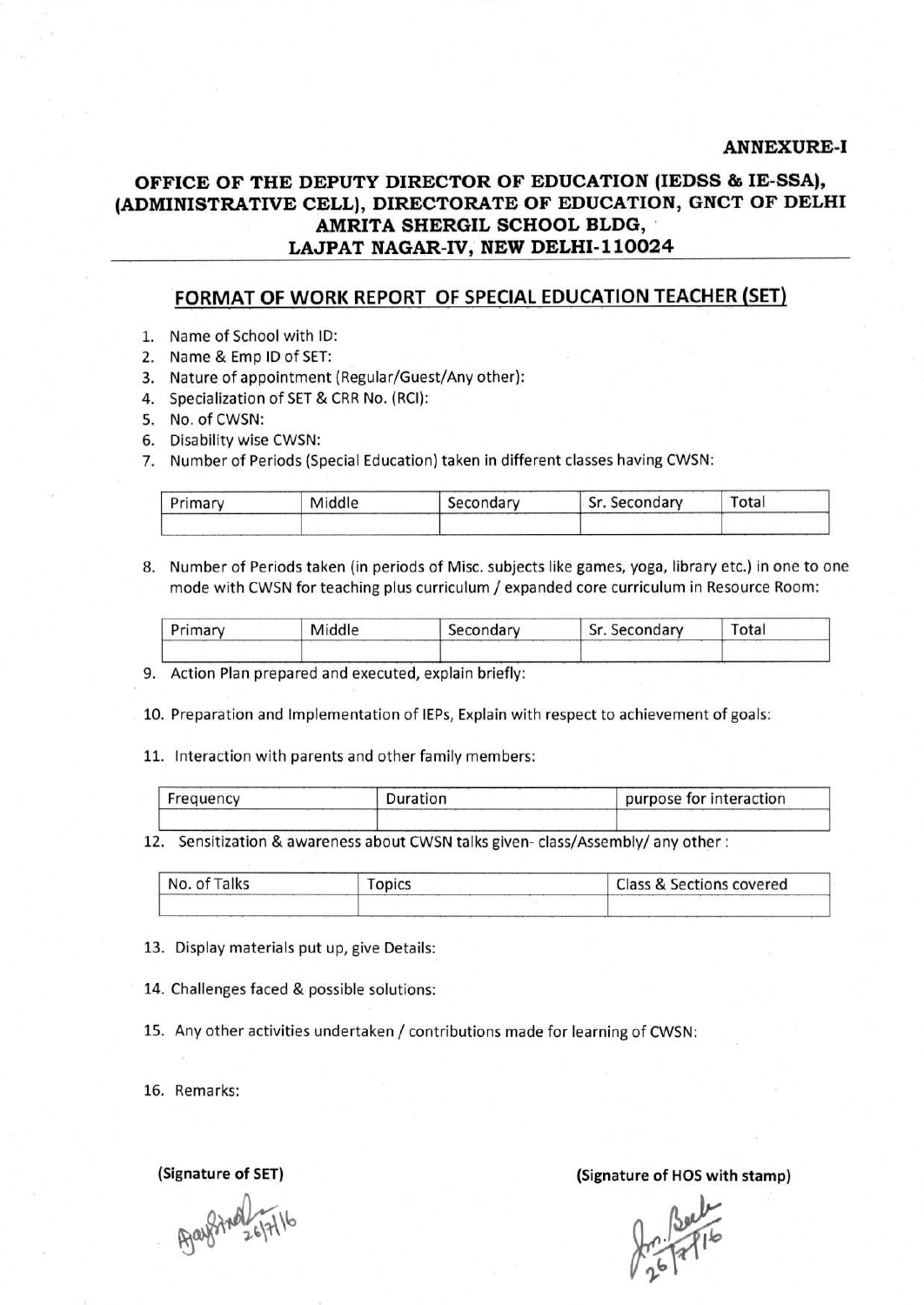**ANNEXURE-I**

## OFFICE OF THE DEPUTY DIRECTOR OF EDUCATION (IEDSS & IE-SSA), (ADMINISTRATIVE CELL), DIRECTORATE OF EDUCATION, GNCT OF DELHI AMRITA SHERGIL SCHOOL BLDG, LAJPAT NAGAR-IV, NEW DELHI-110024

### FORMAT OF WORK REPORT OF SPECIAL EDUCATION TEACHER (SET)

1. Name of School with ID:
2. Name & Emp ID of SET:
3. Nature of appointment (Regular/Guest/Any other):
4. Specialization of SET & CRR No. (RCI):
5. No. of CWSN:
6. Disability wise CWSN:
7. Number of Periods (Special Education) taken in different classes having CWSN:

| Primary | Middle | Secondary | Sr. Secondary | Total |
|---|---|---|---|---|
| | | | | |

8. Number of Periods taken (in periods of Misc. subjects like games, yoga, library etc.) in one to one mode with CWSN for teaching plus curriculum / expanded core curriculum in Resource Room:

| Primary | Middle | Secondary | Sr. Secondary | Total |
|---|---|---|---|---|
| | | | | |

9. Action Plan prepared and executed, explain briefly:

10. Preparation and Implementation of IEPs, Explain with respect to achievement of goals:

11. Interaction with parents and other family members:

| Frequency | Duration | purpose for interaction |
|---|---|---|
| | | |

12. Sensitization & awareness about CWSN talks given- class/Assembly/ any other :

| No. of Talks | Topics | Class & Sections covered |
|---|---|---|
| | | |

13. Display materials put up, give Details:

14. Challenges faced & possible solutions:

15. Any other activities undertaken / contributions made for learning of CWSN:

16. Remarks:

**(Signature of SET)** 26/7/16

**(Signature of HOS with stamp)** 26/7/16